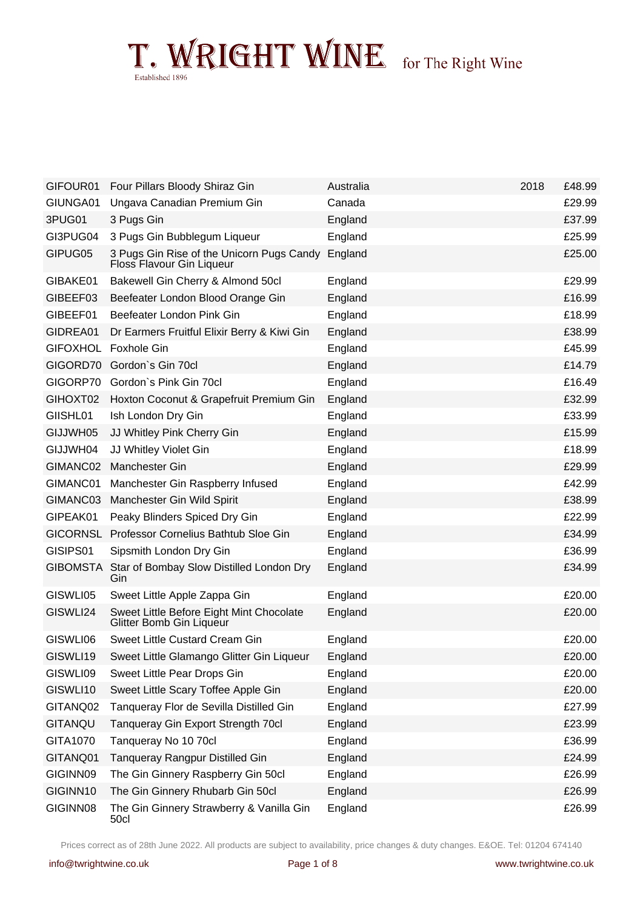# T. WRIGHT WINE for The Right Wine

Established 1896

| Code | Product | Country | Vintage | Price |
|---|---|---|---|---|
| GIFOUR01 | Four Pillars Bloody Shiraz Gin | Australia | 2018 | £48.99 |
| GIUNGA01 | Ungava Canadian Premium Gin | Canada | | £29.99 |
| 3PUG01 | 3 Pugs Gin | England | | £37.99 |
| GI3PUG04 | 3 Pugs Gin Bubblegum Liqueur | England | | £25.99 |
| GIPUG05 | 3 Pugs Gin Rise of the Unicorn Pugs Candy Floss Flavour Gin Liqueur | England | | £25.00 |
| GIBAKE01 | Bakewell Gin Cherry & Almond 50cl | England | | £29.99 |
| GIBEEF03 | Beefeater London Blood Orange Gin | England | | £16.99 |
| GIBEEF01 | Beefeater London Pink Gin | England | | £18.99 |
| GIDREA01 | Dr Earmers Fruitful Elixir Berry & Kiwi Gin | England | | £38.99 |
| GIFOXHOL | Foxhole Gin | England | | £45.99 |
| GIGORD70 | Gordon`s Gin 70cl | England | | £14.79 |
| GIGORP70 | Gordon`s Pink Gin 70cl | England | | £16.49 |
| GIHOXT02 | Hoxton Coconut & Grapefruit Premium Gin | England | | £32.99 |
| GIISHL01 | Ish London Dry Gin | England | | £33.99 |
| GIJJWH05 | JJ Whitley Pink Cherry Gin | England | | £15.99 |
| GIJJWH04 | JJ Whitley Violet Gin | England | | £18.99 |
| GIMANC02 | Manchester Gin | England | | £29.99 |
| GIMANC01 | Manchester Gin Raspberry Infused | England | | £42.99 |
| GIMANC03 | Manchester Gin Wild Spirit | England | | £38.99 |
| GIPEAK01 | Peaky Blinders Spiced Dry Gin | England | | £22.99 |
| GICORNSL | Professor Cornelius Bathtub Sloe Gin | England | | £34.99 |
| GISIPS01 | Sipsmith London Dry Gin | England | | £36.99 |
| GIBOMSTA | Star of Bombay Slow Distilled London Dry Gin | England | | £34.99 |
| GISWLI05 | Sweet Little Apple Zappa Gin | England | | £20.00 |
| GISWLI24 | Sweet Little Before Eight Mint Chocolate Glitter Bomb Gin Liqueur | England | | £20.00 |
| GISWLI06 | Sweet Little Custard Cream Gin | England | | £20.00 |
| GISWLI19 | Sweet Little Glamango Glitter Gin Liqueur | England | | £20.00 |
| GISWLI09 | Sweet Little Pear Drops Gin | England | | £20.00 |
| GISWLI10 | Sweet Little Scary Toffee Apple Gin | England | | £20.00 |
| GITANQ02 | Tanqueray Flor de Sevilla Distilled Gin | England | | £27.99 |
| GITANQU | Tanqueray Gin Export Strength 70cl | England | | £23.99 |
| GITA1070 | Tanqueray No 10 70cl | England | | £36.99 |
| GITANQ01 | Tanqueray Rangpur Distilled Gin | England | | £24.99 |
| GIGINN09 | The Gin Ginnery Raspberry Gin 50cl | England | | £26.99 |
| GIGINN10 | The Gin Ginnery Rhubarb Gin 50cl | England | | £26.99 |
| GIGINN08 | The Gin Ginnery Strawberry & Vanilla Gin 50cl | England | | £26.99 |

Prices correct as of 28th June 2022. All products are subject to availability, price changes & duty changes. E&OE. Tel: 01204 674140

info@twrightwine.co.uk www.twrightwine.co.uk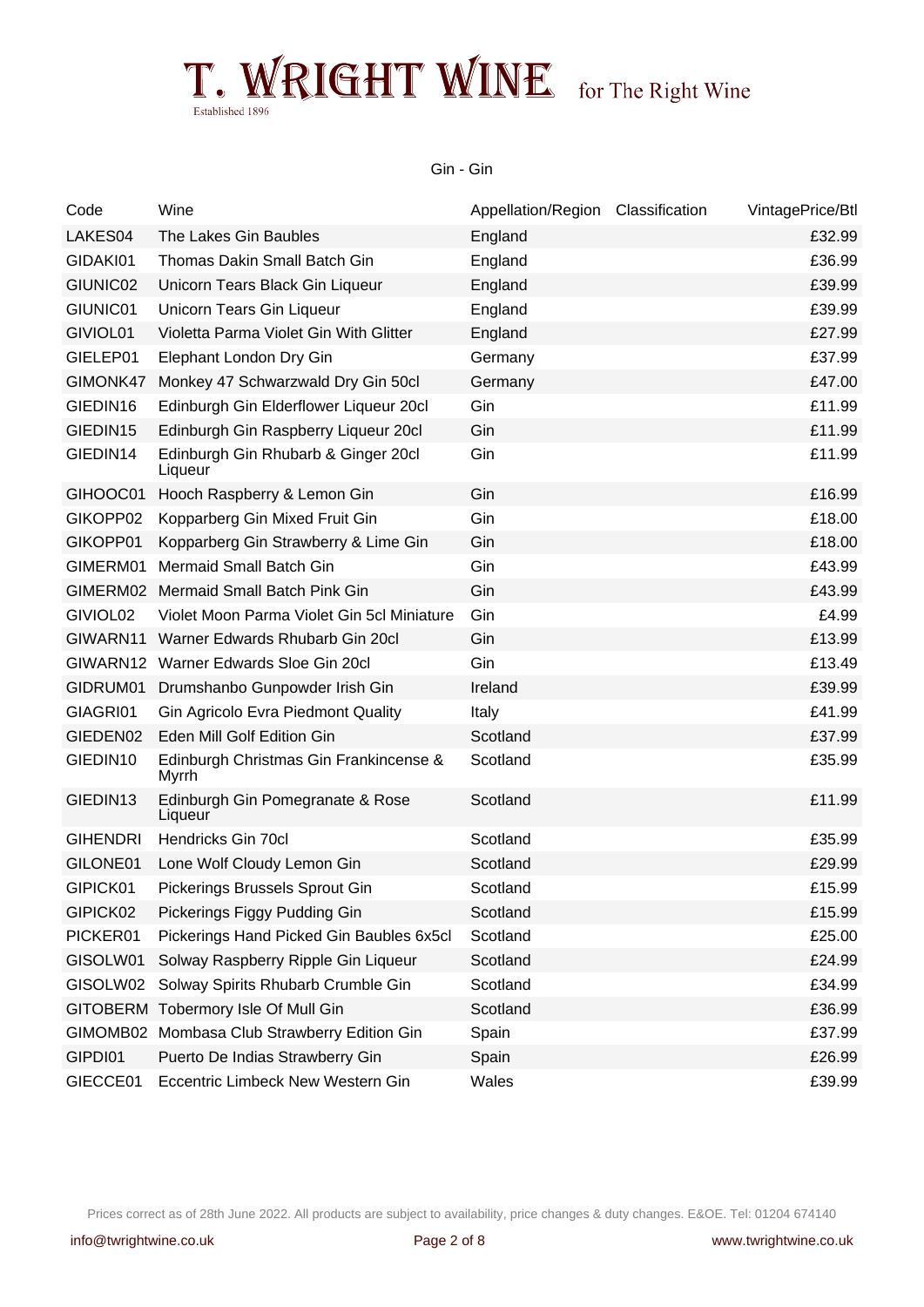# T. WRIGHT WINE for The Right Wine

Established 1896

Gin - Gin

| Code | Wine | Appellation/Region | Classification | Vintage | Price/Btl |
|---|---|---|---|---|---|
| LAKES04 | The Lakes Gin Baubles | England | | | £32.99 |
| GIDAKI01 | Thomas Dakin Small Batch Gin | England | | | £36.99 |
| GIUNIC02 | Unicorn Tears Black Gin Liqueur | England | | | £39.99 |
| GIUNIC01 | Unicorn Tears Gin Liqueur | England | | | £39.99 |
| GIVIOL01 | Violetta Parma Violet Gin With Glitter | England | | | £27.99 |
| GIELEP01 | Elephant London Dry Gin | Germany | | | £37.99 |
| GIMONK47 | Monkey 47 Schwarzwald Dry Gin 50cl | Germany | | | £47.00 |
| GIEDIN16 | Edinburgh Gin Elderflower Liqueur 20cl | Gin | | | £11.99 |
| GIEDIN15 | Edinburgh Gin Raspberry Liqueur 20cl | Gin | | | £11.99 |
| GIEDIN14 | Edinburgh Gin Rhubarb & Ginger 20cl Liqueur | Gin | | | £11.99 |
| GIHOOC01 | Hooch Raspberry & Lemon Gin | Gin | | | £16.99 |
| GIKOPP02 | Kopparberg Gin Mixed Fruit Gin | Gin | | | £18.00 |
| GIKOPP01 | Kopparberg Gin Strawberry & Lime Gin | Gin | | | £18.00 |
| GIMERM01 | Mermaid Small Batch Gin | Gin | | | £43.99 |
| GIMERM02 | Mermaid Small Batch Pink Gin | Gin | | | £43.99 |
| GIVIOL02 | Violet Moon Parma Violet Gin 5cl Miniature | Gin | | | £4.99 |
| GIWARN11 | Warner Edwards Rhubarb Gin 20cl | Gin | | | £13.99 |
| GIWARN12 | Warner Edwards Sloe Gin 20cl | Gin | | | £13.49 |
| GIDRUM01 | Drumshanbo Gunpowder Irish Gin | Ireland | | | £39.99 |
| GIAGRI01 | Gin Agricolo Evra Piedmont Quality | Italy | | | £41.99 |
| GIEDEN02 | Eden Mill Golf Edition Gin | Scotland | | | £37.99 |
| GIEDIN10 | Edinburgh Christmas Gin Frankincense & Myrrh | Scotland | | | £35.99 |
| GIEDIN13 | Edinburgh Gin Pomegranate & Rose Liqueur | Scotland | | | £11.99 |
| GIHENDRI | Hendricks Gin 70cl | Scotland | | | £35.99 |
| GILONE01 | Lone Wolf Cloudy Lemon Gin | Scotland | | | £29.99 |
| GIPICK01 | Pickerings Brussels Sprout Gin | Scotland | | | £15.99 |
| GIPICK02 | Pickerings Figgy Pudding Gin | Scotland | | | £15.99 |
| PICKER01 | Pickerings Hand Picked Gin Baubles 6x5cl | Scotland | | | £25.00 |
| GISOLW01 | Solway Raspberry Ripple Gin Liqueur | Scotland | | | £24.99 |
| GISOLW02 | Solway Spirits Rhubarb Crumble Gin | Scotland | | | £34.99 |
| GITOBERM | Tobermory Isle Of Mull Gin | Scotland | | | £36.99 |
| GIMOMB02 | Mombasa Club Strawberry Edition Gin | Spain | | | £37.99 |
| GIPDI01 | Puerto De Indias Strawberry Gin | Spain | | | £26.99 |
| GIECCE01 | Eccentric Limbeck New Western Gin | Wales | | | £39.99 |

Prices correct as of 28th June 2022. All products are subject to availability, price changes & duty changes. E&OE. Tel: 01204 674140

info@twrightwine.co.uk www.twrightwine.co.uk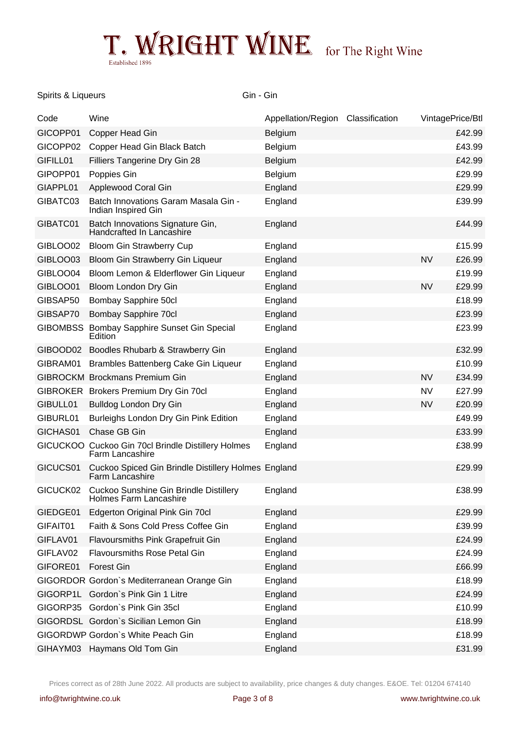# T. WRIGHT WINE for The Right Wine

Established 1896

Spirits & Liqueurs — Gin - Gin

| Code | Wine | Appellation/Region | Classification | Vintage | Price/Btl |
|---|---|---|---|---|---|
| GICOPP01 | Copper Head Gin | Belgium | | | £42.99 |
| GICOPP02 | Copper Head Gin Black Batch | Belgium | | | £43.99 |
| GIFILL01 | Filliers Tangerine Dry Gin 28 | Belgium | | | £42.99 |
| GIPOPP01 | Poppies Gin | Belgium | | | £29.99 |
| GIAPPL01 | Applewood Coral Gin | England | | | £29.99 |
| GIBATC03 | Batch Innovations Garam Masala Gin - Indian Inspired Gin | England | | | £39.99 |
| GIBATC01 | Batch Innovations Signature Gin, Handcrafted In Lancashire | England | | | £44.99 |
| GIBLOO02 | Bloom Gin Strawberry Cup | England | | | £15.99 |
| GIBLOO03 | Bloom Gin Strawberry Gin Liqueur | England | | NV | £26.99 |
| GIBLOO04 | Bloom Lemon & Elderflower Gin Liqueur | England | | | £19.99 |
| GIBLOO01 | Bloom London Dry Gin | England | | NV | £29.99 |
| GIBSAP50 | Bombay Sapphire 50cl | England | | | £18.99 |
| GIBSAP70 | Bombay Sapphire 70cl | England | | | £23.99 |
| GIBOMBSS | Bombay Sapphire Sunset Gin Special Edition | England | | | £23.99 |
| GIBOOD02 | Boodles Rhubarb & Strawberry Gin | England | | | £32.99 |
| GIBRAM01 | Brambles Battenberg Cake Gin Liqueur | England | | | £10.99 |
| GIBROCKM | Brockmans Premium Gin | England | | NV | £34.99 |
| GIBROKER | Brokers Premium Dry Gin 70cl | England | | NV | £27.99 |
| GIBULL01 | Bulldog London Dry Gin | England | | NV | £20.99 |
| GIBURL01 | Burleighs London Dry Gin Pink Edition | England | | | £49.99 |
| GICHAS01 | Chase GB Gin | England | | | £33.99 |
| GICUCKOO | Cuckoo Gin 70cl Brindle Distillery Holmes Farm Lancashire | England | | | £38.99 |
| GICUCS01 | Cuckoo Spiced Gin Brindle Distillery Holmes Farm Lancashire | England | | | £29.99 |
| GICUCK02 | Cuckoo Sunshine Gin Brindle Distillery Holmes Farm Lancashire | England | | | £38.99 |
| GIEDGE01 | Edgerton Original Pink Gin 70cl | England | | | £29.99 |
| GIFAIT01 | Faith & Sons Cold Press Coffee Gin | England | | | £39.99 |
| GIFLAV01 | Flavoursmiths Pink Grapefruit Gin | England | | | £24.99 |
| GIFLAV02 | Flavoursmiths Rose Petal Gin | England | | | £24.99 |
| GIFORE01 | Forest Gin | England | | | £66.99 |
| GIGORDOR | Gordon`s Mediterranean Orange Gin | England | | | £18.99 |
| GIGORP1L | Gordon`s Pink Gin 1 Litre | England | | | £24.99 |
| GIGORP35 | Gordon`s Pink Gin 35cl | England | | | £10.99 |
| GIGORDSL | Gordon`s Sicilian Lemon Gin | England | | | £18.99 |
| GIGORDWP | Gordon`s White Peach Gin | England | | | £18.99 |
| GIHAYM03 | Haymans Old Tom Gin | England | | | £31.99 |

Prices correct as of 28th June 2022. All products are subject to availability, price changes & duty changes. E&OE. Tel: 01204 674140

info@twrightwine.co.uk — www.twrightwine.co.uk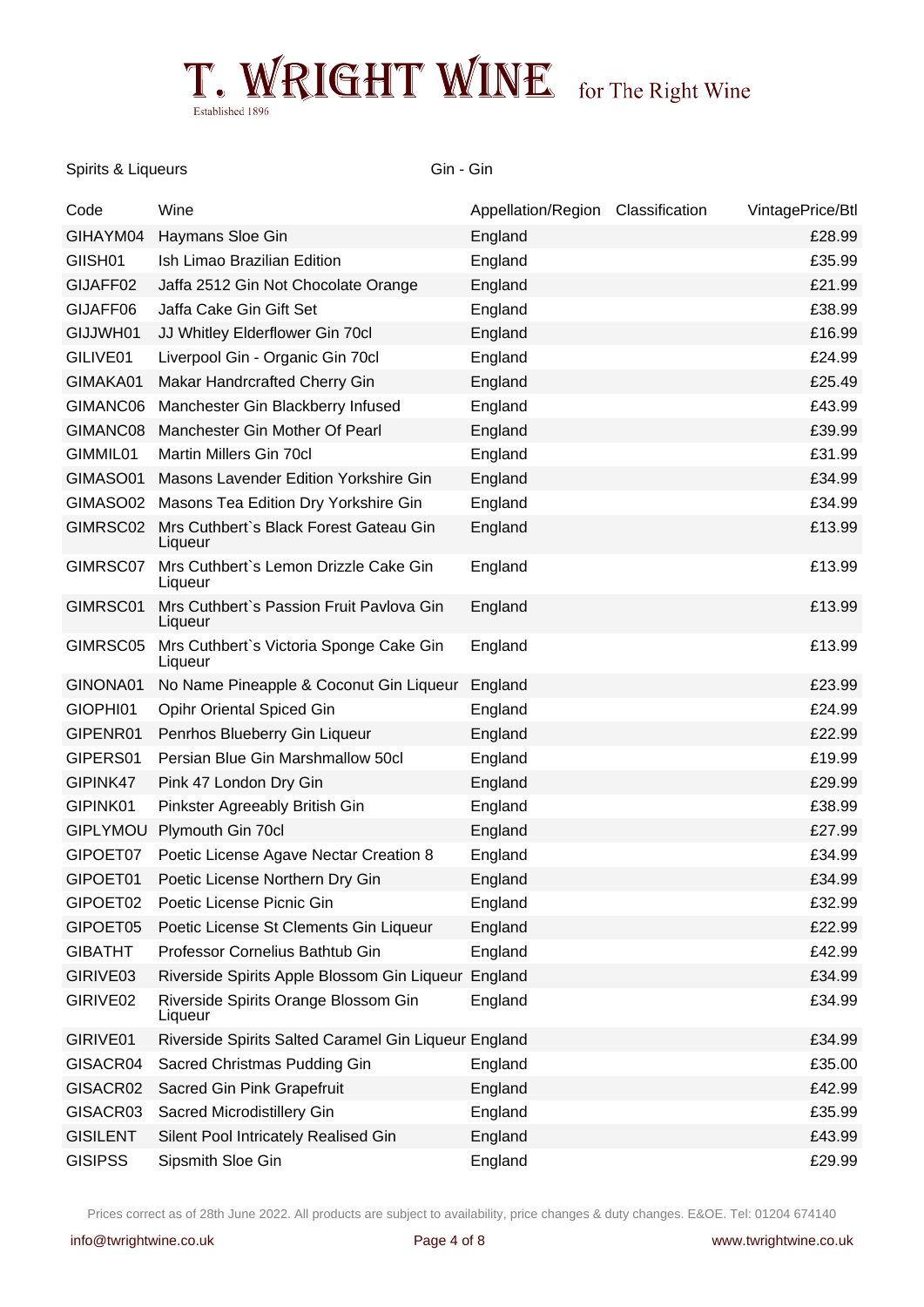# T. WRIGHT WINE for The Right Wine

Established 1896

Spirits & Liqueurs — Gin - Gin

| Code | Wine | Appellation/Region | Classification | Vintage | Price/Btl |
|---|---|---|---|---|---|
| GIHAYM04 | Haymans Sloe Gin | England | | | £28.99 |
| GIISH01 | Ish Limao Brazilian Edition | England | | | £35.99 |
| GIJAFF02 | Jaffa 2512 Gin Not Chocolate Orange | England | | | £21.99 |
| GIJAFF06 | Jaffa Cake Gin Gift Set | England | | | £38.99 |
| GIJJWH01 | JJ Whitley Elderflower Gin 70cl | England | | | £16.99 |
| GILIVE01 | Liverpool Gin - Organic Gin 70cl | England | | | £24.99 |
| GIMAKA01 | Makar Handrcrafted Cherry Gin | England | | | £25.49 |
| GIMANC06 | Manchester Gin Blackberry Infused | England | | | £43.99 |
| GIMANC08 | Manchester Gin Mother Of Pearl | England | | | £39.99 |
| GIMMIL01 | Martin Millers Gin 70cl | England | | | £31.99 |
| GIMASO01 | Masons Lavender Edition Yorkshire Gin | England | | | £34.99 |
| GIMASO02 | Masons Tea Edition Dry Yorkshire Gin | England | | | £34.99 |
| GIMRSC02 | Mrs Cuthbert`s Black Forest Gateau Gin Liqueur | England | | | £13.99 |
| GIMRSC07 | Mrs Cuthbert`s Lemon Drizzle Cake Gin Liqueur | England | | | £13.99 |
| GIMRSC01 | Mrs Cuthbert`s Passion Fruit Pavlova Gin Liqueur | England | | | £13.99 |
| GIMRSC05 | Mrs Cuthbert`s Victoria Sponge Cake Gin Liqueur | England | | | £13.99 |
| GINONA01 | No Name Pineapple & Coconut Gin Liqueur | England | | | £23.99 |
| GIOPHI01 | Opihr Oriental Spiced Gin | England | | | £24.99 |
| GIPENR01 | Penrhos Blueberry Gin Liqueur | England | | | £22.99 |
| GIPERS01 | Persian Blue Gin Marshmallow 50cl | England | | | £19.99 |
| GIPINK47 | Pink 47 London Dry Gin | England | | | £29.99 |
| GIPINK01 | Pinkster Agreeably British Gin | England | | | £38.99 |
| GIPLYMOU | Plymouth Gin 70cl | England | | | £27.99 |
| GIPOET07 | Poetic License Agave Nectar Creation 8 | England | | | £34.99 |
| GIPOET01 | Poetic License Northern Dry Gin | England | | | £34.99 |
| GIPOET02 | Poetic License Picnic Gin | England | | | £32.99 |
| GIPOET05 | Poetic License St Clements Gin Liqueur | England | | | £22.99 |
| GIBATHT | Professor Cornelius Bathtub Gin | England | | | £42.99 |
| GIRIVE03 | Riverside Spirits Apple Blossom Gin Liqueur | England | | | £34.99 |
| GIRIVE02 | Riverside Spirits Orange Blossom Gin Liqueur | England | | | £34.99 |
| GIRIVE01 | Riverside Spirits Salted Caramel Gin Liqueur | England | | | £34.99 |
| GISACR04 | Sacred Christmas Pudding Gin | England | | | £35.00 |
| GISACR02 | Sacred Gin Pink Grapefruit | England | | | £42.99 |
| GISACR03 | Sacred Microdistillery Gin | England | | | £35.99 |
| GISILENT | Silent Pool Intricately Realised Gin | England | | | £43.99 |
| GISIPSS | Sipsmith Sloe Gin | England | | | £29.99 |

Prices correct as of 28th June 2022. All products are subject to availability, price changes & duty changes. E&OE. Tel: 01204 674140

info@twrightwine.co.uk — www.twrightwine.co.uk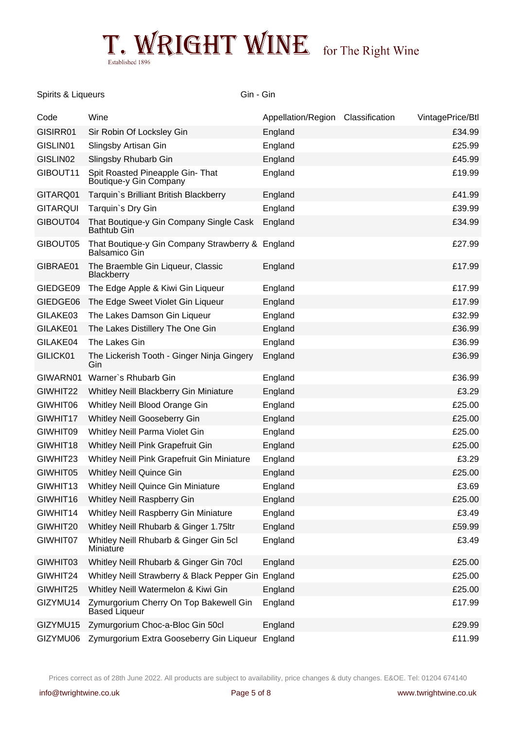# T. WRIGHT WINE for The Right Wine

Established 1896

Spirits & Liqueurs — Gin - Gin

| Code | Wine | Appellation/Region | Classification | Vintage | Price/Btl |
|---|---|---|---|---|---|
| GISIRR01 | Sir Robin Of Locksley Gin | England | | | £34.99 |
| GISLIN01 | Slingsby Artisan Gin | England | | | £25.99 |
| GISLIN02 | Slingsby Rhubarb Gin | England | | | £45.99 |
| GIBOUT11 | Spit Roasted Pineapple Gin- That Boutique-y Gin Company | England | | | £19.99 |
| GITARQ01 | Tarquin`s Brilliant British Blackberry | England | | | £41.99 |
| GITARQUI | Tarquin`s Dry Gin | England | | | £39.99 |
| GIBOUT04 | That Boutique-y Gin Company Single Cask Bathtub Gin | England | | | £34.99 |
| GIBOUT05 | That Boutique-y Gin Company Strawberry & Balsamico Gin | England | | | £27.99 |
| GIBRAE01 | The Braemble Gin Liqueur, Classic Blackberry | England | | | £17.99 |
| GIEDGE09 | The Edge Apple & Kiwi Gin Liqueur | England | | | £17.99 |
| GIEDGE06 | The Edge Sweet Violet Gin Liqueur | England | | | £17.99 |
| GILAKE03 | The Lakes Damson Gin Liqueur | England | | | £32.99 |
| GILAKE01 | The Lakes Distillery The One Gin | England | | | £36.99 |
| GILAKE04 | The Lakes Gin | England | | | £36.99 |
| GILICK01 | The Lickerish Tooth - Ginger Ninja Gingery Gin | England | | | £36.99 |
| GIWARN01 | Warner`s Rhubarb Gin | England | | | £36.99 |
| GIWHIT22 | Whitley Neill Blackberry Gin Miniature | England | | | £3.29 |
| GIWHIT06 | Whitley Neill Blood Orange Gin | England | | | £25.00 |
| GIWHIT17 | Whitley Neill Gooseberry Gin | England | | | £25.00 |
| GIWHIT09 | Whitley Neill Parma Violet Gin | England | | | £25.00 |
| GIWHIT18 | Whitley Neill Pink Grapefruit Gin | England | | | £25.00 |
| GIWHIT23 | Whitley Neill Pink Grapefruit Gin Miniature | England | | | £3.29 |
| GIWHIT05 | Whitley Neill Quince Gin | England | | | £25.00 |
| GIWHIT13 | Whitley Neill Quince Gin Miniature | England | | | £3.69 |
| GIWHIT16 | Whitley Neill Raspberry Gin | England | | | £25.00 |
| GIWHIT14 | Whitley Neill Raspberry Gin Miniature | England | | | £3.49 |
| GIWHIT20 | Whitley Neill Rhubarb & Ginger 1.75ltr | England | | | £59.99 |
| GIWHIT07 | Whitley Neill Rhubarb & Ginger Gin 5cl Miniature | England | | | £3.49 |
| GIWHIT03 | Whitley Neill Rhubarb & Ginger Gin 70cl | England | | | £25.00 |
| GIWHIT24 | Whitley Neill Strawberry & Black Pepper Gin | England | | | £25.00 |
| GIWHIT25 | Whitley Neill Watermelon & Kiwi Gin | England | | | £25.00 |
| GIZYMU14 | Zymurgorium Cherry On Top Bakewell Gin Based Liqueur | England | | | £17.99 |
| GIZYMU15 | Zymurgorium Choc-a-Bloc Gin 50cl | England | | | £29.99 |
| GIZYMU06 | Zymurgorium Extra Gooseberry Gin Liqueur | England | | | £11.99 |

Prices correct as of 28th June 2022. All products are subject to availability, price changes & duty changes. E&OE. Tel: 01204 674140

info@twrightwine.co.uk — www.twrightwine.co.uk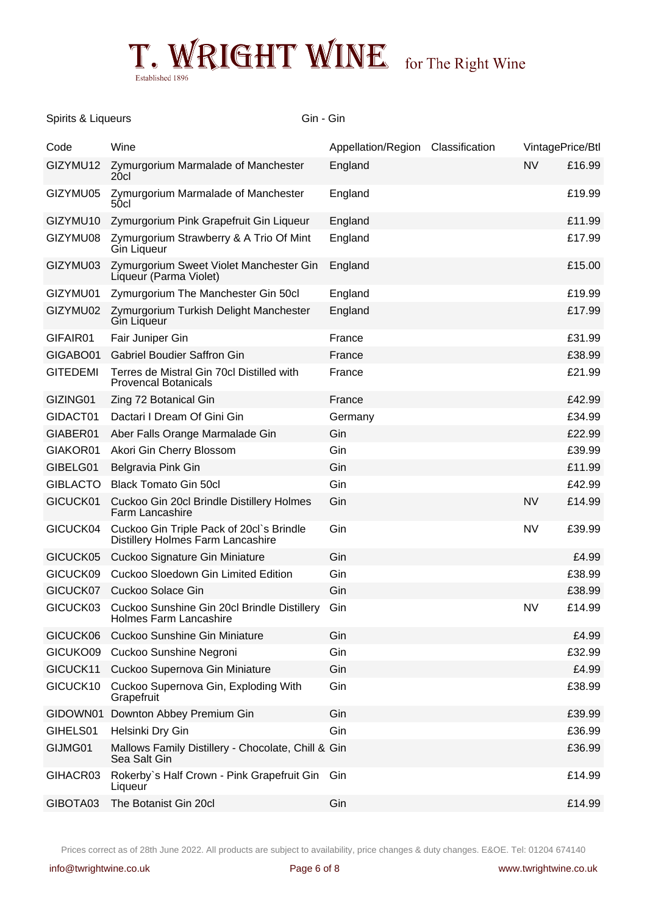Spirits & Liqueurs — Gin - Gin

| Code | Wine | Appellation/Region | Classification | Vintage | Price/Btl |
|---|---|---|---|---|---|
| GIZYMU12 | Zymurgorium Marmalade of Manchester 20cl | England | | NV | £16.99 |
| GIZYMU05 | Zymurgorium Marmalade of Manchester 50cl | England | | | £19.99 |
| GIZYMU10 | Zymurgorium Pink Grapefruit Gin Liqueur | England | | | £11.99 |
| GIZYMU08 | Zymurgorium Strawberry & A Trio Of Mint Gin Liqueur | England | | | £17.99 |
| GIZYMU03 | Zymurgorium Sweet Violet Manchester Gin Liqueur (Parma Violet) | England | | | £15.00 |
| GIZYMU01 | Zymurgorium The Manchester Gin 50cl | England | | | £19.99 |
| GIZYMU02 | Zymurgorium Turkish Delight Manchester Gin Liqueur | England | | | £17.99 |
| GIFAIR01 | Fair Juniper Gin | France | | | £31.99 |
| GIGABO01 | Gabriel Boudier Saffron Gin | France | | | £38.99 |
| GITEDEMI | Terres de Mistral Gin 70cl Distilled with Provencal Botanicals | France | | | £21.99 |
| GIZING01 | Zing 72 Botanical Gin | France | | | £42.99 |
| GIDACT01 | Dactari I Dream Of Gini Gin | Germany | | | £34.99 |
| GIABER01 | Aber Falls Orange Marmalade Gin | Gin | | | £22.99 |
| GIAKOR01 | Akori Gin Cherry Blossom | Gin | | | £39.99 |
| GIBELG01 | Belgravia Pink Gin | Gin | | | £11.99 |
| GIBLACTO | Black Tomato Gin 50cl | Gin | | | £42.99 |
| GICUCK01 | Cuckoo Gin 20cl Brindle Distillery Holmes Farm Lancashire | Gin | | NV | £14.99 |
| GICUCK04 | Cuckoo Gin Triple Pack of 20cl`s Brindle Distillery Holmes Farm Lancashire | Gin | | NV | £39.99 |
| GICUCK05 | Cuckoo Signature Gin Miniature | Gin | | | £4.99 |
| GICUCK09 | Cuckoo Sloedown Gin Limited Edition | Gin | | | £38.99 |
| GICUCK07 | Cuckoo Solace Gin | Gin | | | £38.99 |
| GICUCK03 | Cuckoo Sunshine Gin 20cl Brindle Distillery Holmes Farm Lancashire | Gin | | NV | £14.99 |
| GICUCK06 | Cuckoo Sunshine Gin Miniature | Gin | | | £4.99 |
| GICUKO09 | Cuckoo Sunshine Negroni | Gin | | | £32.99 |
| GICUCK11 | Cuckoo Supernova Gin Miniature | Gin | | | £4.99 |
| GICUCK10 | Cuckoo Supernova Gin, Exploding With Grapefruit | Gin | | | £38.99 |
| GIDOWN01 | Downton Abbey Premium Gin | Gin | | | £39.99 |
| GIHELS01 | Helsinki Dry Gin | Gin | | | £36.99 |
| GIJMG01 | Mallows Family Distillery - Chocolate, Chill & Sea Salt Gin | Gin | | | £36.99 |
| GIHACR03 | Rokerby`s Half Crown - Pink Grapefruit Gin Liqueur | Gin | | | £14.99 |
| GIBOTA03 | The Botanist Gin 20cl | Gin | | | £14.99 |

Prices correct as of 28th June 2022. All products are subject to availability, price changes & duty changes. E&OE. Tel: 01204 674140

info@twrightwine.co.uk — www.twrightwine.co.uk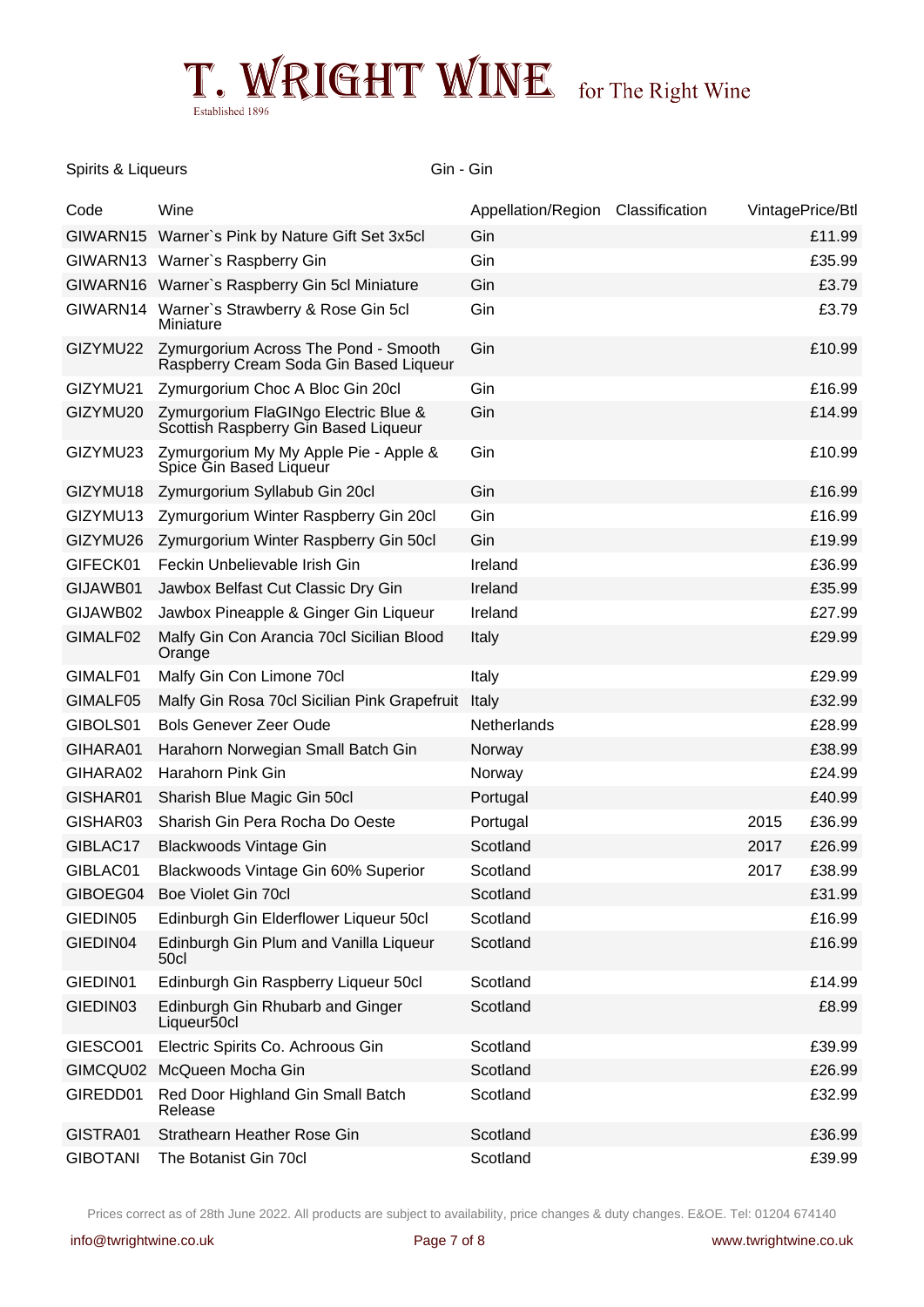Spirits & Liqueurs    Gin - Gin

| Code | Wine | Appellation/Region | Classification | Vintage | Price/Btl |
|---|---|---|---|---|---|
| GIWARN15 | Warner`s Pink by Nature Gift Set 3x5cl | Gin | | | £11.99 |
| GIWARN13 | Warner`s Raspberry Gin | Gin | | | £35.99 |
| GIWARN16 | Warner`s Raspberry Gin 5cl Miniature | Gin | | | £3.79 |
| GIWARN14 | Warner`s Strawberry & Rose Gin 5cl Miniature | Gin | | | £3.79 |
| GIZYMU22 | Zymurgorium Across The Pond - Smooth Raspberry Cream Soda Gin Based Liqueur | Gin | | | £10.99 |
| GIZYMU21 | Zymurgorium Choc A Bloc Gin 20cl | Gin | | | £16.99 |
| GIZYMU20 | Zymurgorium FlaGINgo Electric Blue & Scottish Raspberry Gin Based Liqueur | Gin | | | £14.99 |
| GIZYMU23 | Zymurgorium My My Apple Pie - Apple & Spice Gin Based Liqueur | Gin | | | £10.99 |
| GIZYMU18 | Zymurgorium Syllabub Gin 20cl | Gin | | | £16.99 |
| GIZYMU13 | Zymurgorium Winter Raspberry Gin 20cl | Gin | | | £16.99 |
| GIZYMU26 | Zymurgorium Winter Raspberry Gin 50cl | Gin | | | £19.99 |
| GIFECK01 | Feckin Unbelievable Irish Gin | Ireland | | | £36.99 |
| GIJAWB01 | Jawbox Belfast Cut Classic Dry Gin | Ireland | | | £35.99 |
| GIJAWB02 | Jawbox Pineapple & Ginger Gin Liqueur | Ireland | | | £27.99 |
| GIMALF02 | Malfy Gin Con Arancia 70cl Sicilian Blood Orange | Italy | | | £29.99 |
| GIMALF01 | Malfy Gin Con Limone 70cl | Italy | | | £29.99 |
| GIMALF05 | Malfy Gin Rosa 70cl Sicilian Pink Grapefruit | Italy | | | £32.99 |
| GIBOLS01 | Bols Genever Zeer Oude | Netherlands | | | £28.99 |
| GIHARA01 | Harahorn Norwegian Small Batch Gin | Norway | | | £38.99 |
| GIHARA02 | Harahorn Pink Gin | Norway | | | £24.99 |
| GISHAR01 | Sharish Blue Magic Gin 50cl | Portugal | | | £40.99 |
| GISHAR03 | Sharish Gin Pera Rocha Do Oeste | Portugal | | 2015 | £36.99 |
| GIBLAC17 | Blackwoods Vintage Gin | Scotland | | 2017 | £26.99 |
| GIBLAC01 | Blackwoods Vintage Gin 60% Superior | Scotland | | 2017 | £38.99 |
| GIBOEG04 | Boe Violet Gin 70cl | Scotland | | | £31.99 |
| GIEDIN05 | Edinburgh Gin Elderflower Liqueur 50cl | Scotland | | | £16.99 |
| GIEDIN04 | Edinburgh Gin Plum and Vanilla Liqueur 50cl | Scotland | | | £16.99 |
| GIEDIN01 | Edinburgh Gin Raspberry Liqueur 50cl | Scotland | | | £14.99 |
| GIEDIN03 | Edinburgh Gin Rhubarb and Ginger Liqueur50cl | Scotland | | | £8.99 |
| GIESCO01 | Electric Spirits Co. Achroous Gin | Scotland | | | £39.99 |
| GIMCQU02 | McQueen Mocha Gin | Scotland | | | £26.99 |
| GIREDD01 | Red Door Highland Gin Small Batch Release | Scotland | | | £32.99 |
| GISTRA01 | Strathearn Heather Rose Gin | Scotland | | | £36.99 |
| GIBOTANI | The Botanist Gin 70cl | Scotland | | | £39.99 |

Prices correct as of 28th June 2022. All products are subject to availability, price changes & duty changes. E&OE. Tel: 01204 674140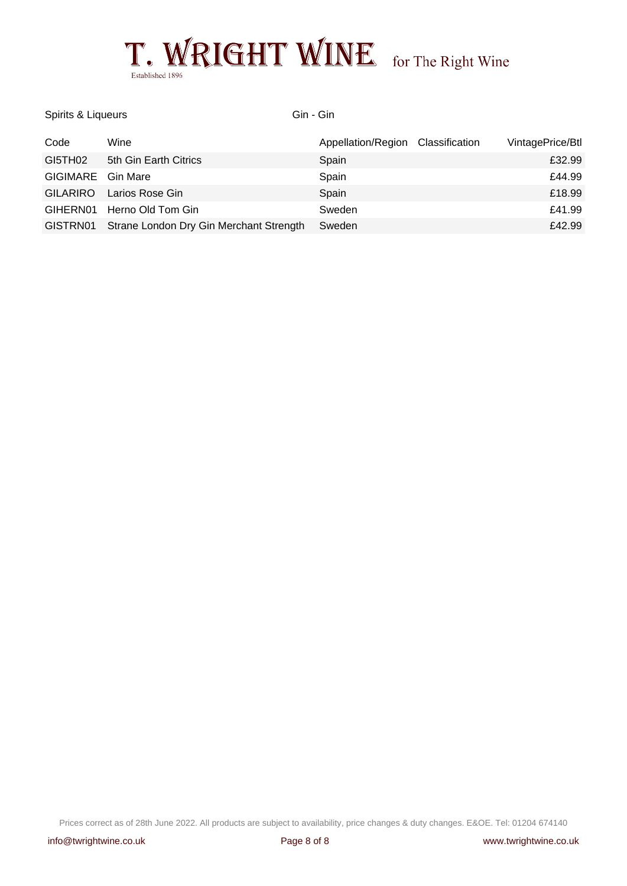Spirits & Liqueurs — Gin - Gin

| Code | Wine | Appellation/Region | Classification | Vintage | Price/Btl |
|---|---|---|---|---|---|
| GI5TH02 | 5th Gin Earth Citrics | Spain | | | £32.99 |
| GIGIMARE | Gin Mare | Spain | | | £44.99 |
| GILARIRO | Larios Rose Gin | Spain | | | £18.99 |
| GIHERN01 | Herno Old Tom Gin | Sweden | | | £41.99 |
| GISTRN01 | Strane London Dry Gin Merchant Strength | Sweden | | | £42.99 |